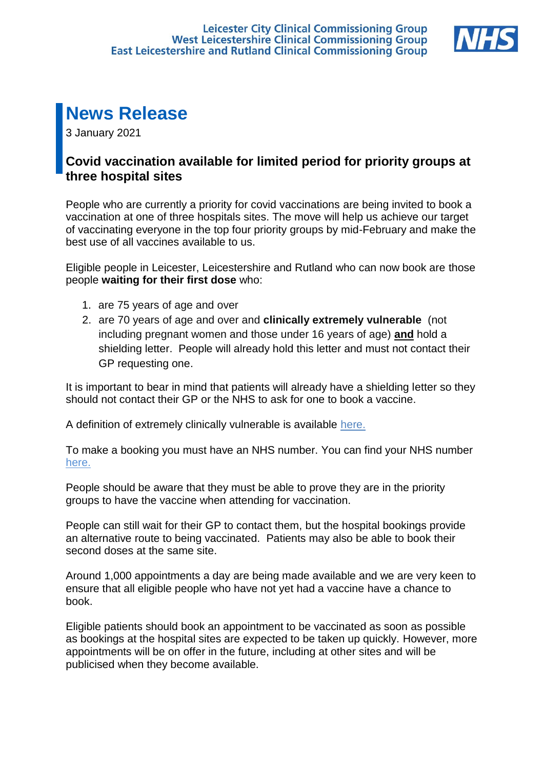Leicester City Clinical Commissioning Group
West Leicestershire Clinical Commissioning Group
East Leicestershire and Rutland Clinical Commissioning Group

NHS

# News Release

3 January 2021

## Covid vaccination available for limited period for priority groups at three hospital sites

People who are currently a priority for covid vaccinations are being invited to book a vaccination at one of three hospitals sites. The move will help us achieve our target of vaccinating everyone in the top four priority groups by mid-February and make the best use of all vaccines available to us.

Eligible people in Leicester, Leicestershire and Rutland who can now book are those people **waiting for their first dose** who:

1. are 75 years of age and over
2. are 70 years of age and over and **clinically extremely vulnerable** (not including pregnant women and those under 16 years of age) **and** hold a shielding letter. People will already hold this letter and must not contact their GP requesting one.

It is important to bear in mind that patients will already have a shielding letter so they should not contact their GP or the NHS to ask for one to book a vaccine.

A definition of extremely clinically vulnerable is available here.

To make a booking you must have an NHS number. You can find your NHS number here.

People should be aware that they must be able to prove they are in the priority groups to have the vaccine when attending for vaccination.

People can still wait for their GP to contact them, but the hospital bookings provide an alternative route to being vaccinated. Patients may also be able to book their second doses at the same site.

Around 1,000 appointments a day are being made available and we are very keen to ensure that all eligible people who have not yet had a vaccine have a chance to book.

Eligible patients should book an appointment to be vaccinated as soon as possible as bookings at the hospital sites are expected to be taken up quickly. However, more appointments will be on offer in the future, including at other sites and will be publicised when they become available.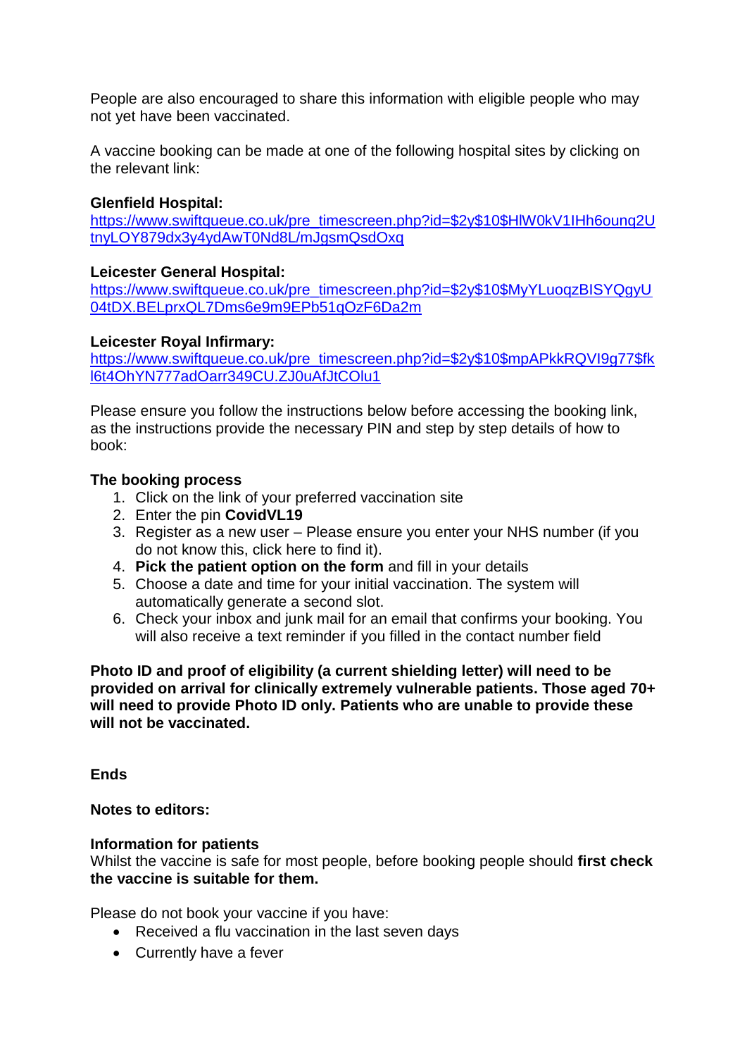People are also encouraged to share this information with eligible people who may not yet have been vaccinated.

A vaccine booking can be made at one of the following hospital sites by clicking on the relevant link:

**Glenfield Hospital:**
https://www.swiftqueue.co.uk/pre_timescreen.php?id=$2y$10$HlW0kV1IHh6ounq2UtnyLOY879dx3y4ydAwT0Nd8L/mJgsmQsdOxq

**Leicester General Hospital:**
https://www.swiftqueue.co.uk/pre_timescreen.php?id=$2y$10$MyYLuoqzBISYQgyU04tDX.BELprxQL7Dms6e9m9EPb51qOzF6Da2m

**Leicester Royal Infirmary:**
https://www.swiftqueue.co.uk/pre_timescreen.php?id=$2y$10$mpAPkkRQVI9g77$fkl6t4OhYN777adOarr349CU.ZJ0uAfJtCOlu1

Please ensure you follow the instructions below before accessing the booking link, as the instructions provide the necessary PIN and step by step details of how to book:

**The booking process**

1. Click on the link of your preferred vaccination site
2. Enter the pin **CovidVL19**
3. Register as a new user – Please ensure you enter your NHS number (if you do not know this, click here to find it).
4. **Pick the patient option on the form** and fill in your details
5. Choose a date and time for your initial vaccination. The system will automatically generate a second slot.
6. Check your inbox and junk mail for an email that confirms your booking. You will also receive a text reminder if you filled in the contact number field

**Photo ID and proof of eligibility (a current shielding letter) will need to be provided on arrival for clinically extremely vulnerable patients. Those aged 70+ will need to provide Photo ID only. Patients who are unable to provide these will not be vaccinated.**

**Ends**

**Notes to editors:**

**Information for patients**
Whilst the vaccine is safe for most people, before booking people should **first check the vaccine is suitable for them.**

Please do not book your vaccine if you have:

- Received a flu vaccination in the last seven days
- Currently have a fever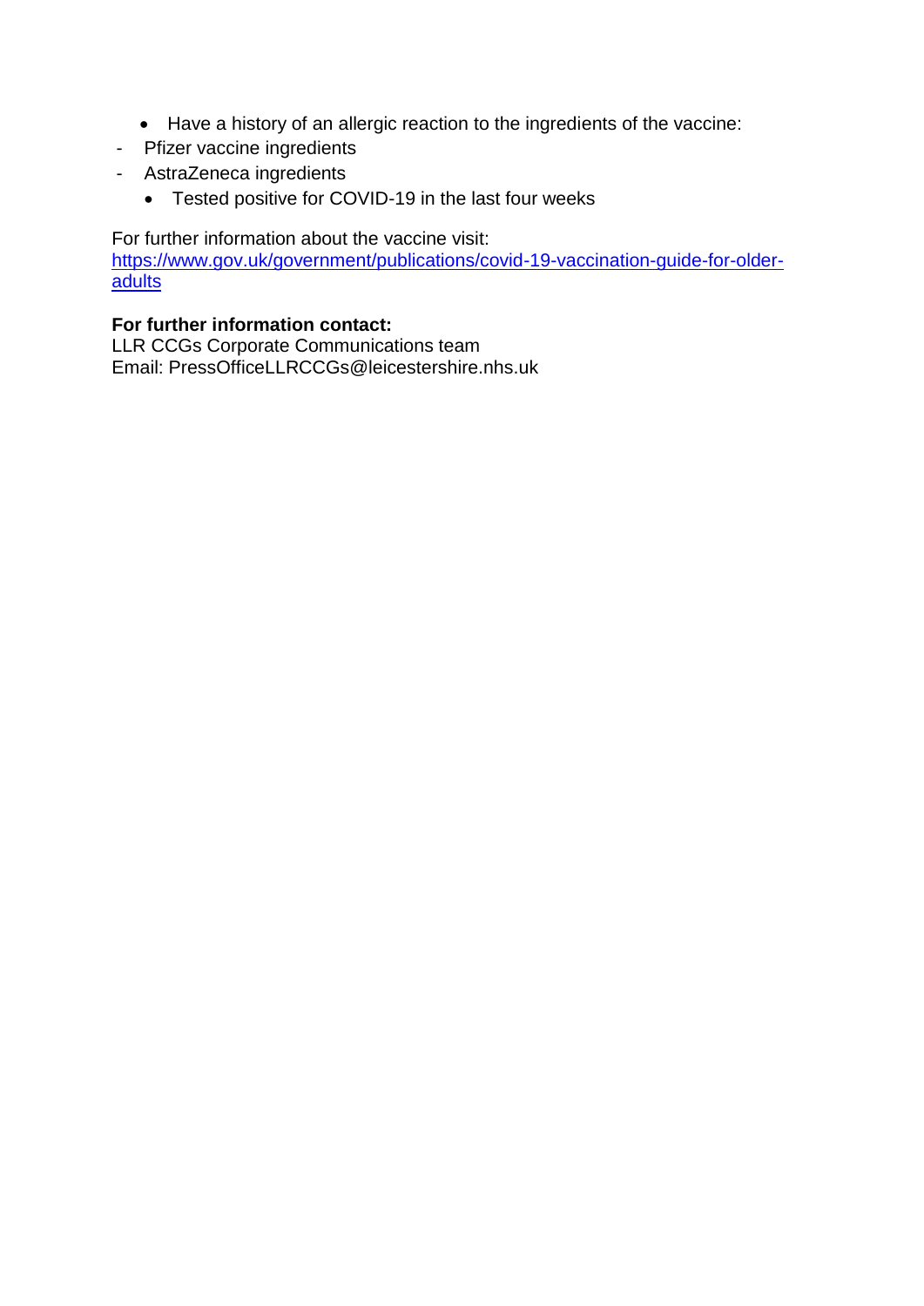- Have a history of an allergic reaction to the ingredients of the vaccine:
  - Pfizer vaccine ingredients
  - AstraZeneca ingredients
- Tested positive for COVID-19 in the last four weeks

For further information about the vaccine visit:
[https://www.gov.uk/government/publications/covid-19-vaccination-guide-for-older-adults](https://www.gov.uk/government/publications/covid-19-vaccination-guide-for-older-adults)

**For further information contact:**
LLR CCGs Corporate Communications team
Email: PressOfficeLLRCCGs@leicestershire.nhs.uk